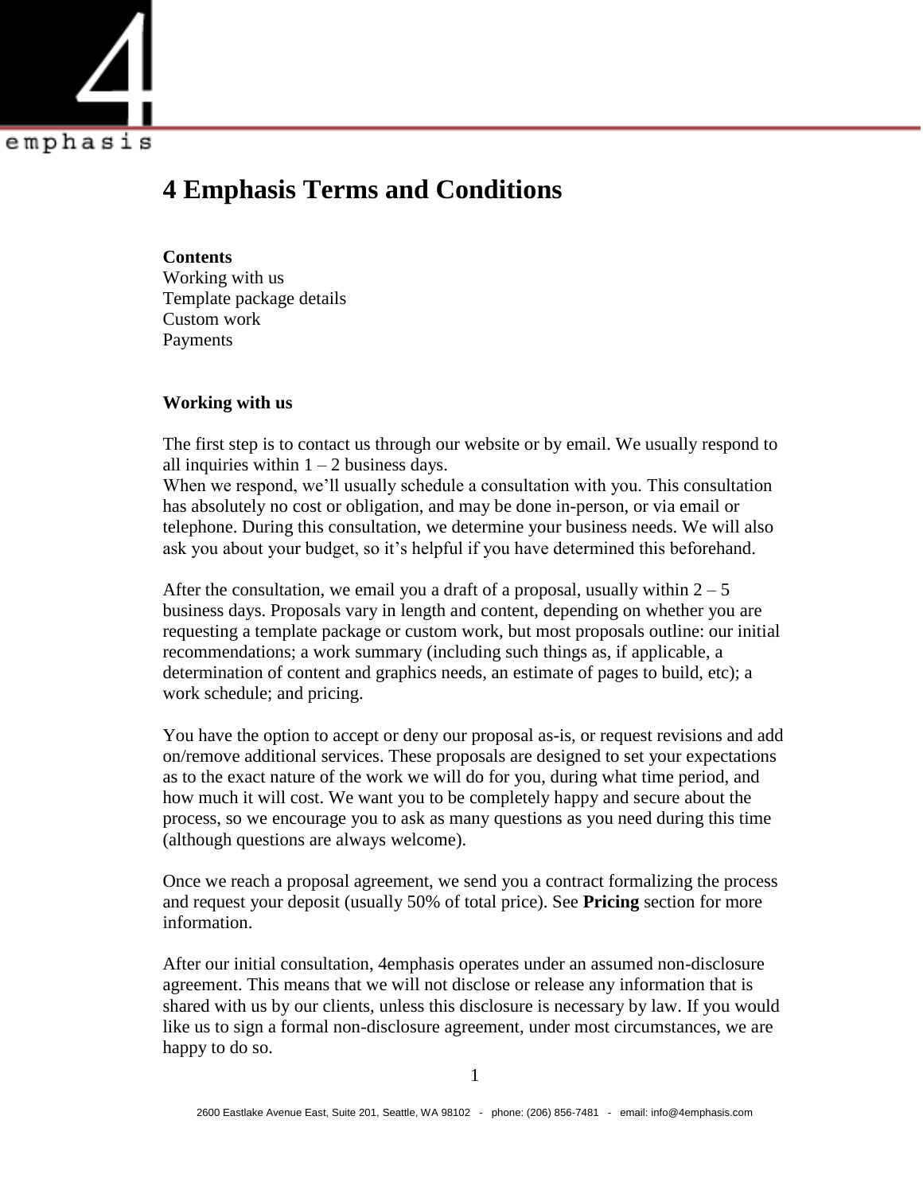# 4 Emphasis Terms and Conditions

**Contents**
Working with us
Template package details
Custom work
Payments

## Working with us

The first step is to contact us through our website or by email. We usually respond to all inquiries within 1 – 2 business days.
When we respond, we'll usually schedule a consultation with you. This consultation has absolutely no cost or obligation, and may be done in-person, or via email or telephone. During this consultation, we determine your business needs. We will also ask you about your budget, so it's helpful if you have determined this beforehand.

After the consultation, we email you a draft of a proposal, usually within 2 – 5 business days. Proposals vary in length and content, depending on whether you are requesting a template package or custom work, but most proposals outline: our initial recommendations; a work summary (including such things as, if applicable, a determination of content and graphics needs, an estimate of pages to build, etc); a work schedule; and pricing.

You have the option to accept or deny our proposal as-is, or request revisions and add on/remove additional services. These proposals are designed to set your expectations as to the exact nature of the work we will do for you, during what time period, and how much it will cost. We want you to be completely happy and secure about the process, so we encourage you to ask as many questions as you need during this time (although questions are always welcome).

Once we reach a proposal agreement, we send you a contract formalizing the process and request your deposit (usually 50% of total price). See **Pricing** section for more information.

After our initial consultation, 4emphasis operates under an assumed non-disclosure agreement. This means that we will not disclose or release any information that is shared with us by our clients, unless this disclosure is necessary by law. If you would like us to sign a formal non-disclosure agreement, under most circumstances, we are happy to do so.

2600 Eastlake Avenue East, Suite 201, Seattle, WA 98102 - phone: (206) 856-7481 - email: info@4emphasis.com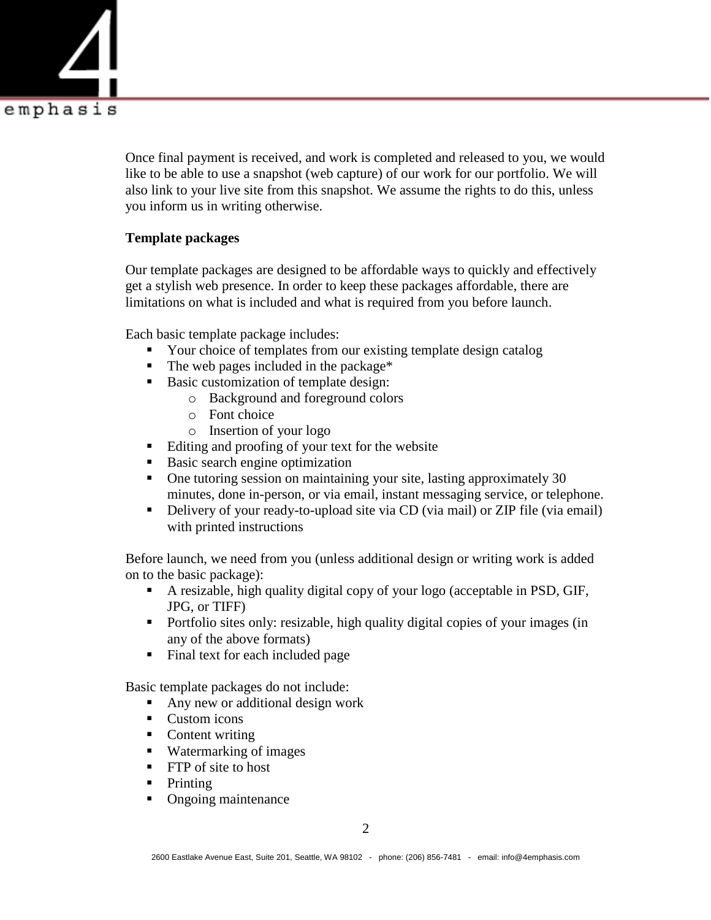Once final payment is received, and work is completed and released to you, we would like to be able to use a snapshot (web capture) of our work for our portfolio. We will also link to your live site from this snapshot. We assume the rights to do this, unless you inform us in writing otherwise.

**Template packages**

Our template packages are designed to be affordable ways to quickly and effectively get a stylish web presence. In order to keep these packages affordable, there are limitations on what is included and what is required from you before launch.

Each basic template package includes:

- Your choice of templates from our existing template design catalog
- The web pages included in the package*
- Basic customization of template design:
  - Background and foreground colors
  - Font choice
  - Insertion of your logo
- Editing and proofing of your text for the website
- Basic search engine optimization
- One tutoring session on maintaining your site, lasting approximately 30 minutes, done in-person, or via email, instant messaging service, or telephone.
- Delivery of your ready-to-upload site via CD (via mail) or ZIP file (via email) with printed instructions

Before launch, we need from you (unless additional design or writing work is added on to the basic package):

- A resizable, high quality digital copy of your logo (acceptable in PSD, GIF, JPG, or TIFF)
- Portfolio sites only: resizable, high quality digital copies of your images (in any of the above formats)
- Final text for each included page

Basic template packages do not include:

- Any new or additional design work
- Custom icons
- Content writing
- Watermarking of images
- FTP of site to host
- Printing
- Ongoing maintenance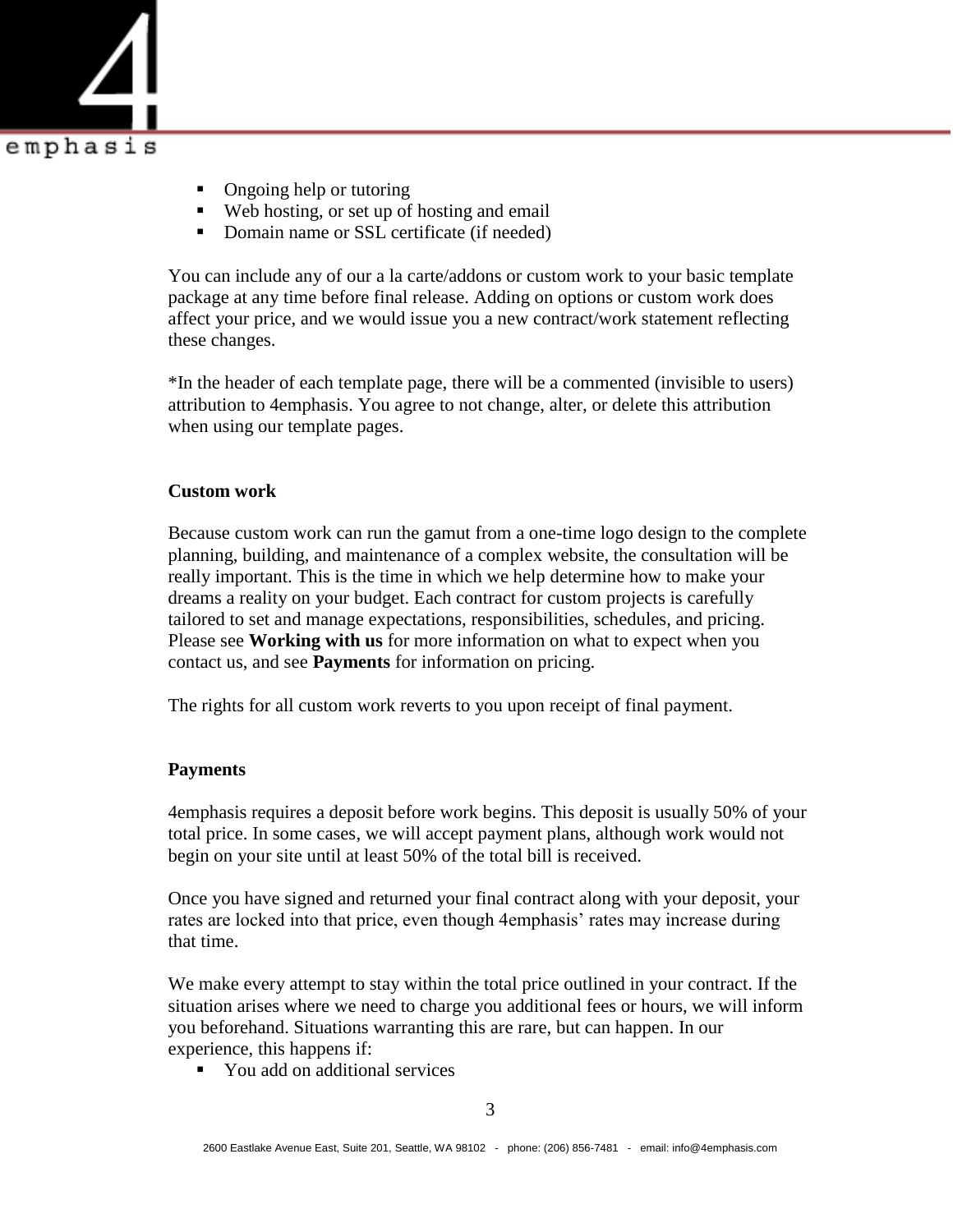- Ongoing help or tutoring
- Web hosting, or set up of hosting and email
- Domain name or SSL certificate (if needed)

You can include any of our a la carte/addons or custom work to your basic template package at any time before final release. Adding on options or custom work does affect your price, and we would issue you a new contract/work statement reflecting these changes.

*In the header of each template page, there will be a commented (invisible to users) attribution to 4emphasis. You agree to not change, alter, or delete this attribution when using our template pages.

**Custom work**

Because custom work can run the gamut from a one-time logo design to the complete planning, building, and maintenance of a complex website, the consultation will be really important. This is the time in which we help determine how to make your dreams a reality on your budget. Each contract for custom projects is carefully tailored to set and manage expectations, responsibilities, schedules, and pricing. Please see **Working with us** for more information on what to expect when you contact us, and see **Payments** for information on pricing.

The rights for all custom work reverts to you upon receipt of final payment.

**Payments**

4emphasis requires a deposit before work begins. This deposit is usually 50% of your total price. In some cases, we will accept payment plans, although work would not begin on your site until at least 50% of the total bill is received.

Once you have signed and returned your final contract along with your deposit, your rates are locked into that price, even though 4emphasis' rates may increase during that time.

We make every attempt to stay within the total price outlined in your contract. If the situation arises where we need to charge you additional fees or hours, we will inform you beforehand. Situations warranting this are rare, but can happen. In our experience, this happens if:

- You add on additional services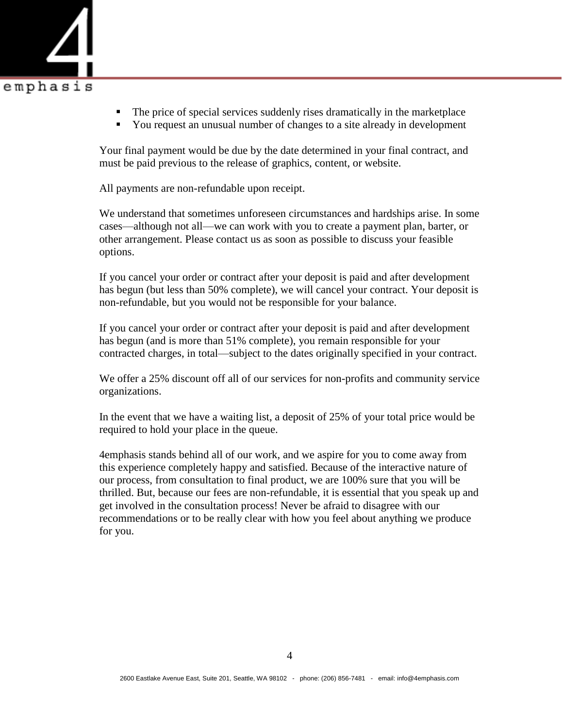- The price of special services suddenly rises dramatically in the marketplace
- You request an unusual number of changes to a site already in development

Your final payment would be due by the date determined in your final contract, and must be paid previous to the release of graphics, content, or website.

All payments are non-refundable upon receipt.

We understand that sometimes unforeseen circumstances and hardships arise. In some cases—although not all—we can work with you to create a payment plan, barter, or other arrangement. Please contact us as soon as possible to discuss your feasible options.

If you cancel your order or contract after your deposit is paid and after development has begun (but less than 50% complete), we will cancel your contract. Your deposit is non-refundable, but you would not be responsible for your balance.

If you cancel your order or contract after your deposit is paid and after development has begun (and is more than 51% complete), you remain responsible for your contracted charges, in total—subject to the dates originally specified in your contract.

We offer a 25% discount off all of our services for non-profits and community service organizations.

In the event that we have a waiting list, a deposit of 25% of your total price would be required to hold your place in the queue.

4emphasis stands behind all of our work, and we aspire for you to come away from this experience completely happy and satisfied. Because of the interactive nature of our process, from consultation to final product, we are 100% sure that you will be thrilled. But, because our fees are non-refundable, it is essential that you speak up and get involved in the consultation process! Never be afraid to disagree with our recommendations or to be really clear with how you feel about anything we produce for you.